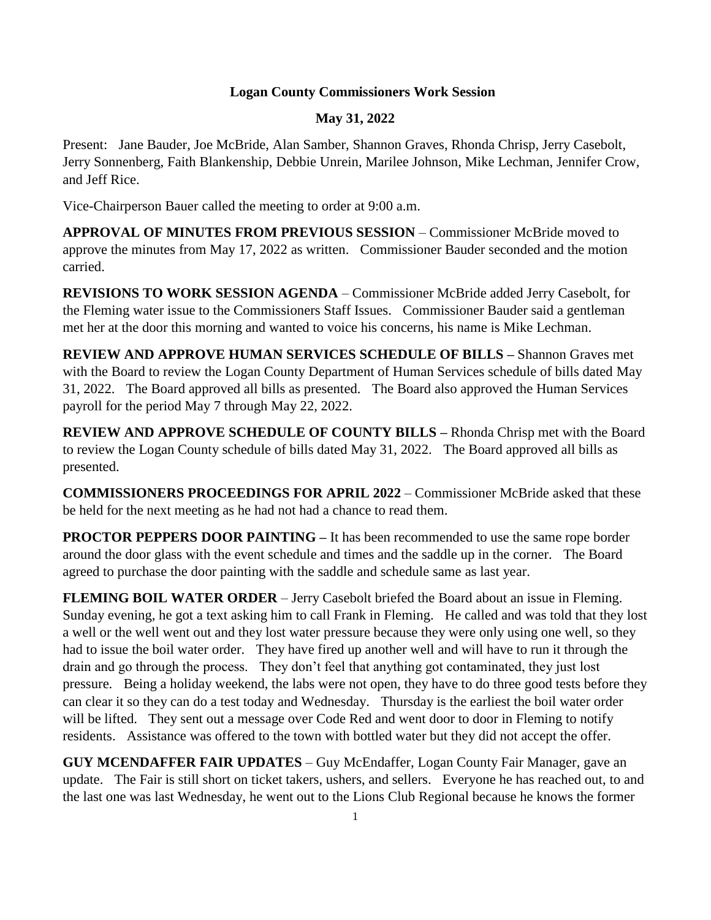**Logan County Commissioners Work Session**

**May 31, 2022**

Present: Jane Bauder, Joe McBride, Alan Samber, Shannon Graves, Rhonda Chrisp, Jerry Casebolt, Jerry Sonnenberg, Faith Blankenship, Debbie Unrein, Marilee Johnson, Mike Lechman, Jennifer Crow, and Jeff Rice.

Vice-Chairperson Bauer called the meeting to order at 9:00 a.m.

**APPROVAL OF MINUTES FROM PREVIOUS SESSION** – Commissioner McBride moved to approve the minutes from May 17, 2022 as written. Commissioner Bauder seconded and the motion carried.

**REVISIONS TO WORK SESSION AGENDA** – Commissioner McBride added Jerry Casebolt, for the Fleming water issue to the Commissioners Staff Issues. Commissioner Bauder said a gentleman met her at the door this morning and wanted to voice his concerns, his name is Mike Lechman.

**REVIEW AND APPROVE HUMAN SERVICES SCHEDULE OF BILLS –** Shannon Graves met with the Board to review the Logan County Department of Human Services schedule of bills dated May 31, 2022. The Board approved all bills as presented. The Board also approved the Human Services payroll for the period May 7 through May 22, 2022.

**REVIEW AND APPROVE SCHEDULE OF COUNTY BILLS –** Rhonda Chrisp met with the Board to review the Logan County schedule of bills dated May 31, 2022. The Board approved all bills as presented.

**COMMISSIONERS PROCEEDINGS FOR APRIL 2022** – Commissioner McBride asked that these be held for the next meeting as he had not had a chance to read them.

**PROCTOR PEPPERS DOOR PAINTING –** It has been recommended to use the same rope border around the door glass with the event schedule and times and the saddle up in the corner. The Board agreed to purchase the door painting with the saddle and schedule same as last year.

**FLEMING BOIL WATER ORDER** – Jerry Casebolt briefed the Board about an issue in Fleming. Sunday evening, he got a text asking him to call Frank in Fleming. He called and was told that they lost a well or the well went out and they lost water pressure because they were only using one well, so they had to issue the boil water order. They have fired up another well and will have to run it through the drain and go through the process. They don't feel that anything got contaminated, they just lost pressure. Being a holiday weekend, the labs were not open, they have to do three good tests before they can clear it so they can do a test today and Wednesday. Thursday is the earliest the boil water order will be lifted. They sent out a message over Code Red and went door to door in Fleming to notify residents. Assistance was offered to the town with bottled water but they did not accept the offer.

**GUY MCENDAFFER FAIR UPDATES** – Guy McEndaffer, Logan County Fair Manager, gave an update. The Fair is still short on ticket takers, ushers, and sellers. Everyone he has reached out, to and the last one was last Wednesday, he went out to the Lions Club Regional because he knows the former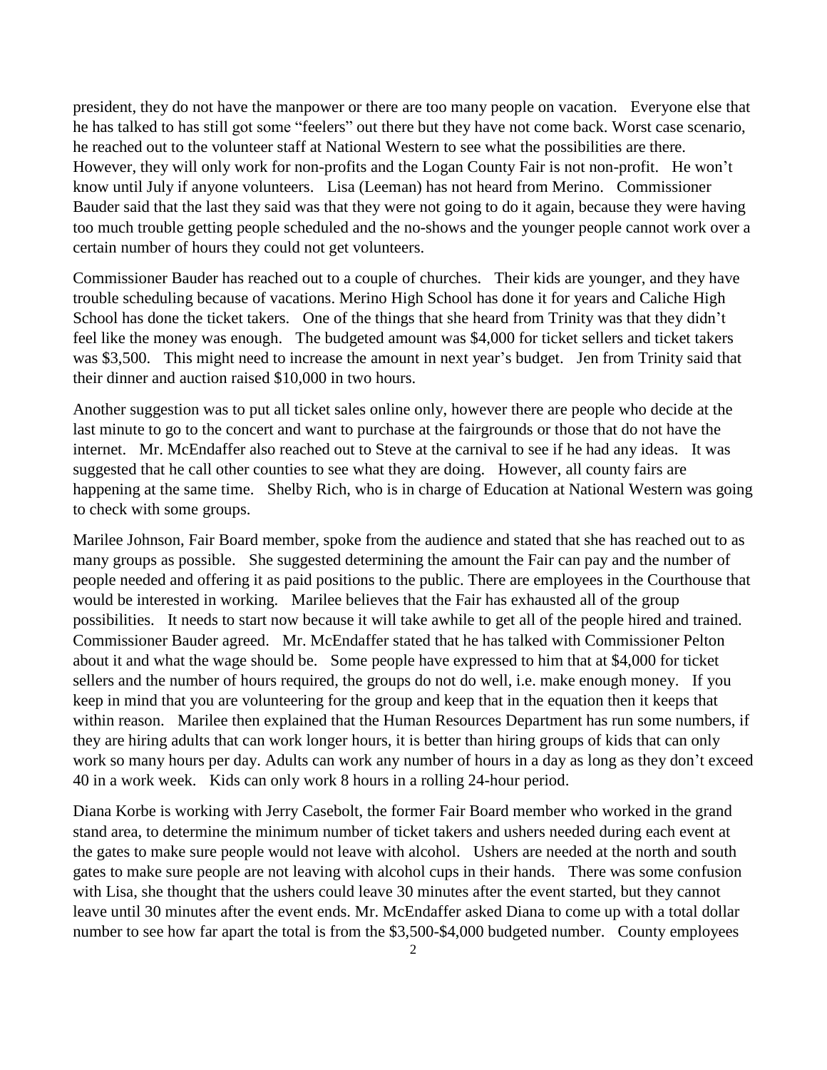president, they do not have the manpower or there are too many people on vacation. Everyone else that he has talked to has still got some "feelers" out there but they have not come back. Worst case scenario, he reached out to the volunteer staff at National Western to see what the possibilities are there. However, they will only work for non-profits and the Logan County Fair is not non-profit. He won't know until July if anyone volunteers. Lisa (Leeman) has not heard from Merino. Commissioner Bauder said that the last they said was that they were not going to do it again, because they were having too much trouble getting people scheduled and the no-shows and the younger people cannot work over a certain number of hours they could not get volunteers.

Commissioner Bauder has reached out to a couple of churches. Their kids are younger, and they have trouble scheduling because of vacations. Merino High School has done it for years and Caliche High School has done the ticket takers. One of the things that she heard from Trinity was that they didn't feel like the money was enough. The budgeted amount was $4,000 for ticket sellers and ticket takers was $3,500. This might need to increase the amount in next year's budget. Jen from Trinity said that their dinner and auction raised $10,000 in two hours.

Another suggestion was to put all ticket sales online only, however there are people who decide at the last minute to go to the concert and want to purchase at the fairgrounds or those that do not have the internet. Mr. McEndaffer also reached out to Steve at the carnival to see if he had any ideas. It was suggested that he call other counties to see what they are doing. However, all county fairs are happening at the same time. Shelby Rich, who is in charge of Education at National Western was going to check with some groups.

Marilee Johnson, Fair Board member, spoke from the audience and stated that she has reached out to as many groups as possible. She suggested determining the amount the Fair can pay and the number of people needed and offering it as paid positions to the public. There are employees in the Courthouse that would be interested in working. Marilee believes that the Fair has exhausted all of the group possibilities. It needs to start now because it will take awhile to get all of the people hired and trained. Commissioner Bauder agreed. Mr. McEndaffer stated that he has talked with Commissioner Pelton about it and what the wage should be. Some people have expressed to him that at $4,000 for ticket sellers and the number of hours required, the groups do not do well, i.e. make enough money. If you keep in mind that you are volunteering for the group and keep that in the equation then it keeps that within reason. Marilee then explained that the Human Resources Department has run some numbers, if they are hiring adults that can work longer hours, it is better than hiring groups of kids that can only work so many hours per day. Adults can work any number of hours in a day as long as they don't exceed 40 in a work week. Kids can only work 8 hours in a rolling 24-hour period.

Diana Korbe is working with Jerry Casebolt, the former Fair Board member who worked in the grand stand area, to determine the minimum number of ticket takers and ushers needed during each event at the gates to make sure people would not leave with alcohol. Ushers are needed at the north and south gates to make sure people are not leaving with alcohol cups in their hands. There was some confusion with Lisa, she thought that the ushers could leave 30 minutes after the event started, but they cannot leave until 30 minutes after the event ends. Mr. McEndaffer asked Diana to come up with a total dollar number to see how far apart the total is from the $3,500-$4,000 budgeted number. County employees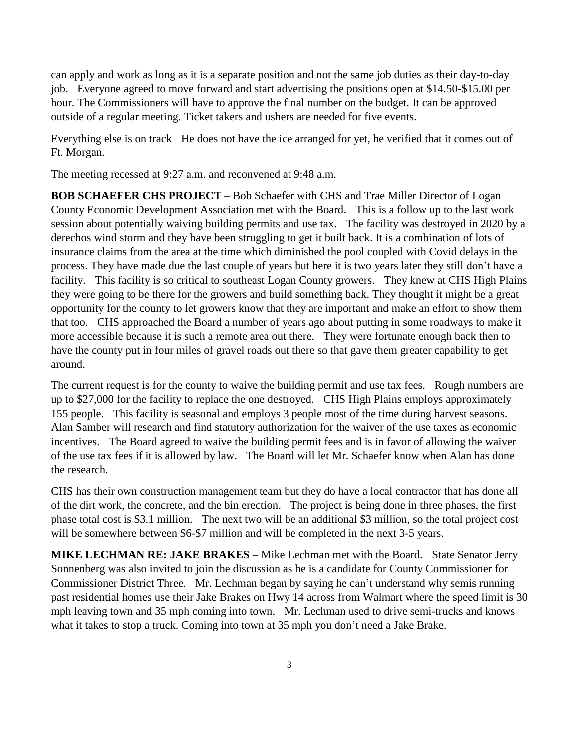can apply and work as long as it is a separate position and not the same job duties as their day-to-day job. Everyone agreed to move forward and start advertising the positions open at $14.50-$15.00 per hour. The Commissioners will have to approve the final number on the budget. It can be approved outside of a regular meeting. Ticket takers and ushers are needed for five events.

Everything else is on track He does not have the ice arranged for yet, he verified that it comes out of Ft. Morgan.

The meeting recessed at 9:27 a.m. and reconvened at 9:48 a.m.

**BOB SCHAEFER CHS PROJECT** – Bob Schaefer with CHS and Trae Miller Director of Logan County Economic Development Association met with the Board. This is a follow up to the last work session about potentially waiving building permits and use tax. The facility was destroyed in 2020 by a derechos wind storm and they have been struggling to get it built back. It is a combination of lots of insurance claims from the area at the time which diminished the pool coupled with Covid delays in the process. They have made due the last couple of years but here it is two years later they still don't have a facility. This facility is so critical to southeast Logan County growers. They knew at CHS High Plains they were going to be there for the growers and build something back. They thought it might be a great opportunity for the county to let growers know that they are important and make an effort to show them that too. CHS approached the Board a number of years ago about putting in some roadways to make it more accessible because it is such a remote area out there. They were fortunate enough back then to have the county put in four miles of gravel roads out there so that gave them greater capability to get around.

The current request is for the county to waive the building permit and use tax fees. Rough numbers are up to $27,000 for the facility to replace the one destroyed. CHS High Plains employs approximately 155 people. This facility is seasonal and employs 3 people most of the time during harvest seasons. Alan Samber will research and find statutory authorization for the waiver of the use taxes as economic incentives. The Board agreed to waive the building permit fees and is in favor of allowing the waiver of the use tax fees if it is allowed by law. The Board will let Mr. Schaefer know when Alan has done the research.

CHS has their own construction management team but they do have a local contractor that has done all of the dirt work, the concrete, and the bin erection. The project is being done in three phases, the first phase total cost is $3.1 million. The next two will be an additional $3 million, so the total project cost will be somewhere between $6-$7 million and will be completed in the next 3-5 years.

**MIKE LECHMAN RE: JAKE BRAKES** – Mike Lechman met with the Board. State Senator Jerry Sonnenberg was also invited to join the discussion as he is a candidate for County Commissioner for Commissioner District Three. Mr. Lechman began by saying he can't understand why semis running past residential homes use their Jake Brakes on Hwy 14 across from Walmart where the speed limit is 30 mph leaving town and 35 mph coming into town. Mr. Lechman used to drive semi-trucks and knows what it takes to stop a truck. Coming into town at 35 mph you don't need a Jake Brake.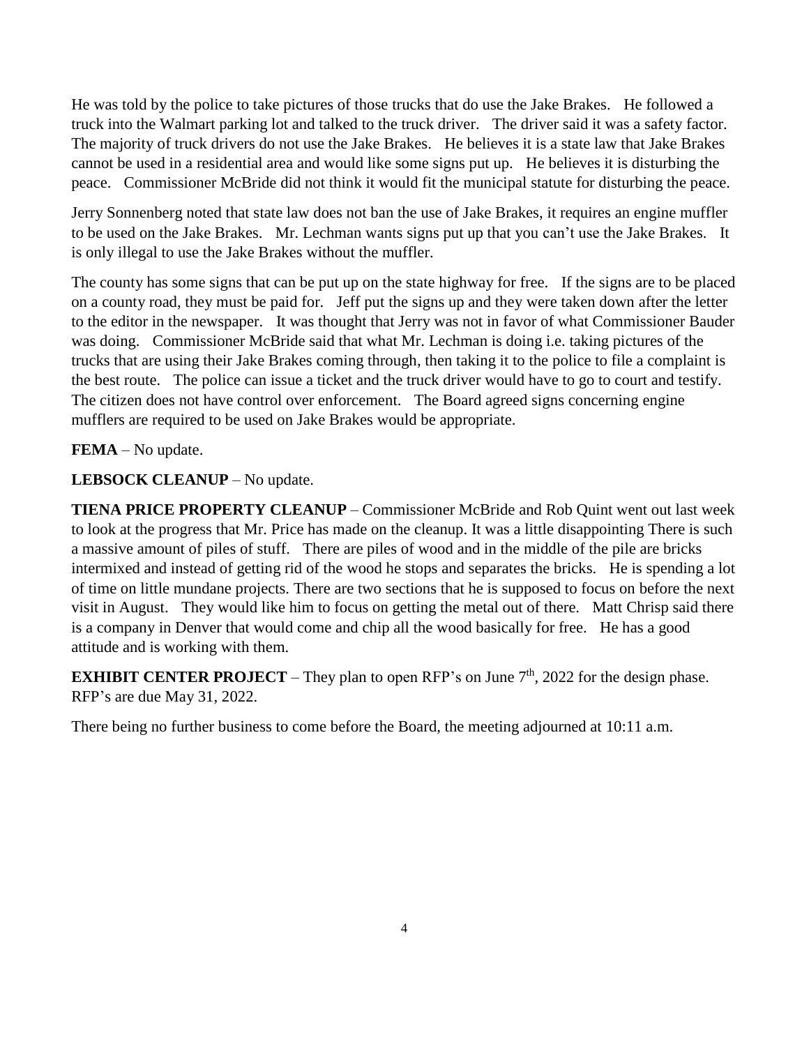He was told by the police to take pictures of those trucks that do use the Jake Brakes. He followed a truck into the Walmart parking lot and talked to the truck driver. The driver said it was a safety factor. The majority of truck drivers do not use the Jake Brakes. He believes it is a state law that Jake Brakes cannot be used in a residential area and would like some signs put up. He believes it is disturbing the peace. Commissioner McBride did not think it would fit the municipal statute for disturbing the peace.

Jerry Sonnenberg noted that state law does not ban the use of Jake Brakes, it requires an engine muffler to be used on the Jake Brakes. Mr. Lechman wants signs put up that you can't use the Jake Brakes. It is only illegal to use the Jake Brakes without the muffler.

The county has some signs that can be put up on the state highway for free. If the signs are to be placed on a county road, they must be paid for. Jeff put the signs up and they were taken down after the letter to the editor in the newspaper. It was thought that Jerry was not in favor of what Commissioner Bauder was doing. Commissioner McBride said that what Mr. Lechman is doing i.e. taking pictures of the trucks that are using their Jake Brakes coming through, then taking it to the police to file a complaint is the best route. The police can issue a ticket and the truck driver would have to go to court and testify. The citizen does not have control over enforcement. The Board agreed signs concerning engine mufflers are required to be used on Jake Brakes would be appropriate.

**FEMA** – No update.

**LEBSOCK CLEANUP** – No update.

**TIENA PRICE PROPERTY CLEANUP** – Commissioner McBride and Rob Quint went out last week to look at the progress that Mr. Price has made on the cleanup. It was a little disappointing There is such a massive amount of piles of stuff. There are piles of wood and in the middle of the pile are bricks intermixed and instead of getting rid of the wood he stops and separates the bricks. He is spending a lot of time on little mundane projects. There are two sections that he is supposed to focus on before the next visit in August. They would like him to focus on getting the metal out of there. Matt Chrisp said there is a company in Denver that would come and chip all the wood basically for free. He has a good attitude and is working with them.

**EXHIBIT CENTER PROJECT** – They plan to open RFP's on June 7th, 2022 for the design phase. RFP's are due May 31, 2022.

There being no further business to come before the Board, the meeting adjourned at 10:11 a.m.